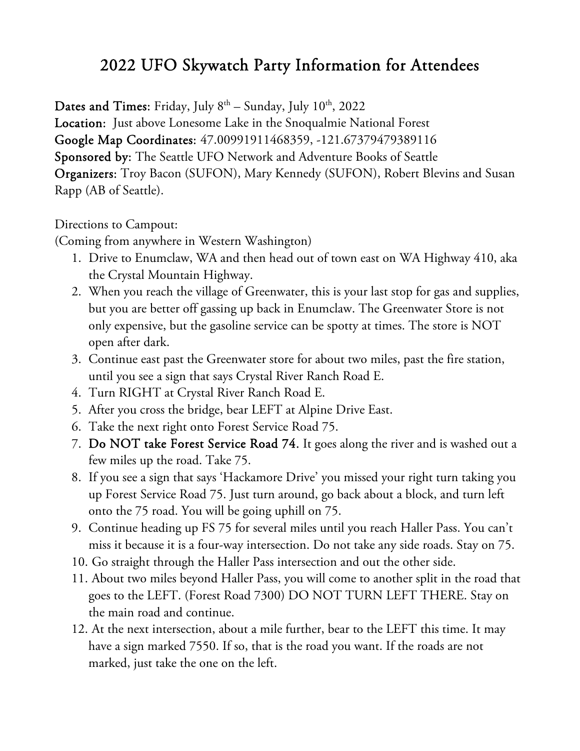# 2022 UFO Skywatch Party Information for Attendees

**Dates and Times**: Friday, July 8th – Sunday, July 10th, 2022
**Location**: Just above Lonesome Lake in the Snoqualmie National Forest
**Google Map Coordinates**: 47.00991911468359, -121.67379479389116
**Sponsored by**: The Seattle UFO Network and Adventure Books of Seattle
**Organizers**: Troy Bacon (SUFON), Mary Kennedy (SUFON), Robert Blevins and Susan Rapp (AB of Seattle).

Directions to Campout:
(Coming from anywhere in Western Washington)

1. Drive to Enumclaw, WA and then head out of town east on WA Highway 410, aka the Crystal Mountain Highway.
2. When you reach the village of Greenwater, this is your last stop for gas and supplies, but you are better off gassing up back in Enumclaw. The Greenwater Store is not only expensive, but the gasoline service can be spotty at times. The store is NOT open after dark.
3. Continue east past the Greenwater store for about two miles, past the fire station, until you see a sign that says Crystal River Ranch Road E.
4. Turn RIGHT at Crystal River Ranch Road E.
5. After you cross the bridge, bear LEFT at Alpine Drive East.
6. Take the next right onto Forest Service Road 75.
7. **Do NOT take Forest Service Road 74.** It goes along the river and is washed out a few miles up the road. Take 75.
8. If you see a sign that says 'Hackamore Drive' you missed your right turn taking you up Forest Service Road 75. Just turn around, go back about a block, and turn left onto the 75 road. You will be going uphill on 75.
9. Continue heading up FS 75 for several miles until you reach Haller Pass. You can't miss it because it is a four-way intersection. Do not take any side roads. Stay on 75.
10. Go straight through the Haller Pass intersection and out the other side.
11. About two miles beyond Haller Pass, you will come to another split in the road that goes to the LEFT. (Forest Road 7300) DO NOT TURN LEFT THERE. Stay on the main road and continue.
12. At the next intersection, about a mile further, bear to the LEFT this time. It may have a sign marked 7550. If so, that is the road you want. If the roads are not marked, just take the one on the left.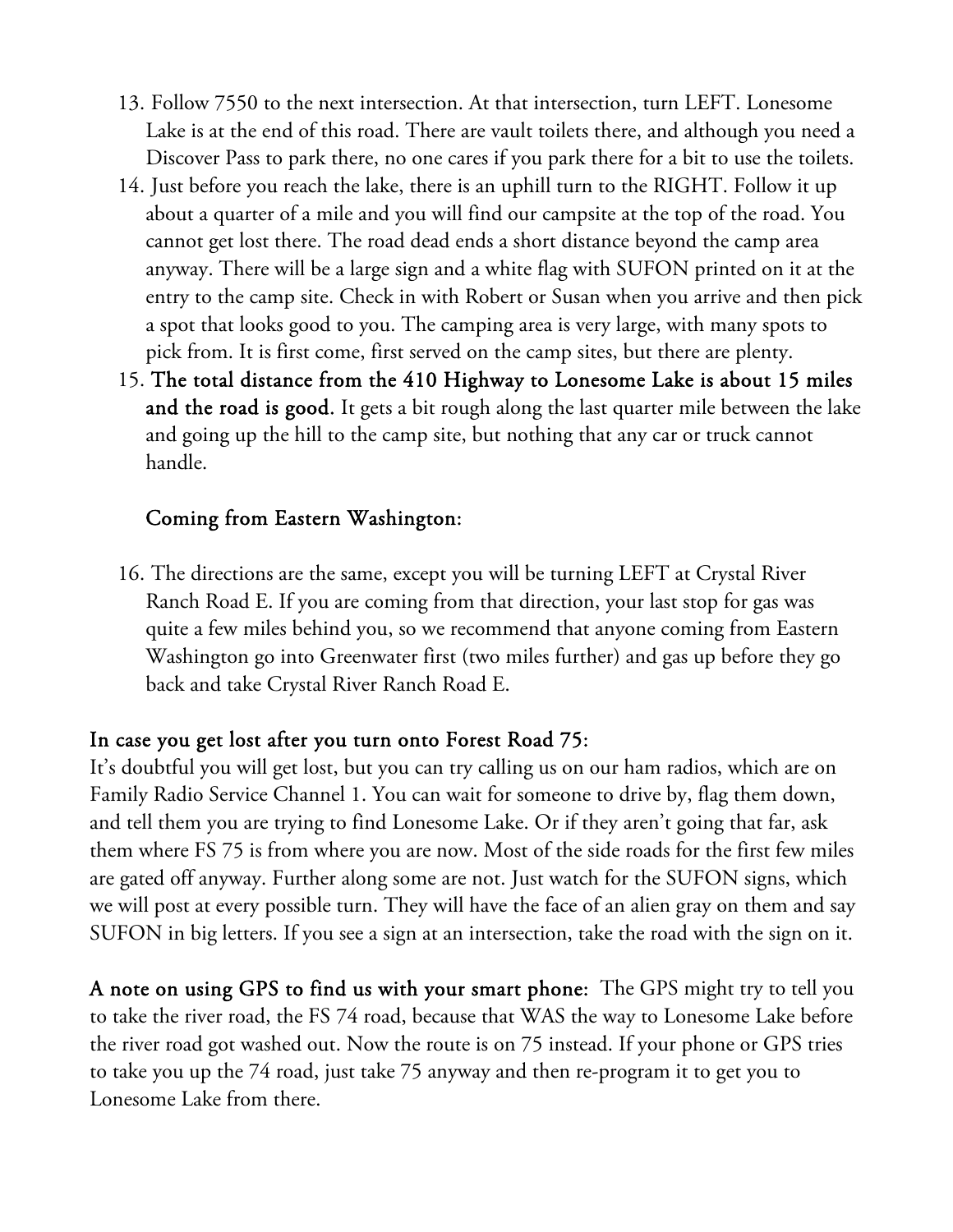13. Follow 7550 to the next intersection. At that intersection, turn LEFT. Lonesome Lake is at the end of this road. There are vault toilets there, and although you need a Discover Pass to park there, no one cares if you park there for a bit to use the toilets.
14. Just before you reach the lake, there is an uphill turn to the RIGHT. Follow it up about a quarter of a mile and you will find our campsite at the top of the road. You cannot get lost there. The road dead ends a short distance beyond the camp area anyway. There will be a large sign and a white flag with SUFON printed on it at the entry to the camp site. Check in with Robert or Susan when you arrive and then pick a spot that looks good to you. The camping area is very large, with many spots to pick from. It is first come, first served on the camp sites, but there are plenty.
15. **The total distance from the 410 Highway to Lonesome Lake is about 15 miles and the road is good.** It gets a bit rough along the last quarter mile between the lake and going up the hill to the camp site, but nothing that any car or truck cannot handle.

**Coming from Eastern Washington:**

16. The directions are the same, except you will be turning LEFT at Crystal River Ranch Road E. If you are coming from that direction, your last stop for gas was quite a few miles behind you, so we recommend that anyone coming from Eastern Washington go into Greenwater first (two miles further) and gas up before they go back and take Crystal River Ranch Road E.

**In case you get lost after you turn onto Forest Road 75:**

It's doubtful you will get lost, but you can try calling us on our ham radios, which are on Family Radio Service Channel 1. You can wait for someone to drive by, flag them down, and tell them you are trying to find Lonesome Lake. Or if they aren't going that far, ask them where FS 75 is from where you are now. Most of the side roads for the first few miles are gated off anyway. Further along some are not. Just watch for the SUFON signs, which we will post at every possible turn. They will have the face of an alien gray on them and say SUFON in big letters. If you see a sign at an intersection, take the road with the sign on it.

**A note on using GPS to find us with your smart phone:** The GPS might try to tell you to take the river road, the FS 74 road, because that WAS the way to Lonesome Lake before the river road got washed out. Now the route is on 75 instead. If your phone or GPS tries to take you up the 74 road, just take 75 anyway and then re-program it to get you to Lonesome Lake from there.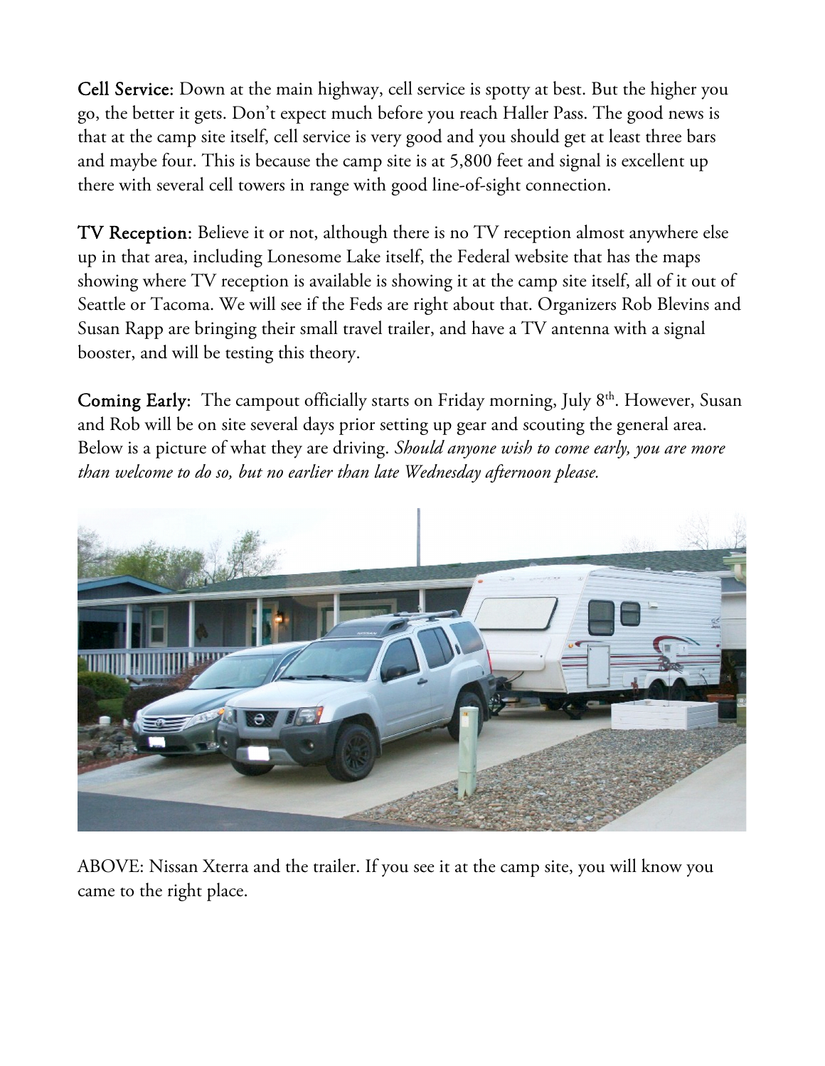**Cell Service:** Down at the main highway, cell service is spotty at best. But the higher you go, the better it gets. Don't expect much before you reach Haller Pass. The good news is that at the camp site itself, cell service is very good and you should get at least three bars and maybe four. This is because the camp site is at 5,800 feet and signal is excellent up there with several cell towers in range with good line-of-sight connection.

**TV Reception:** Believe it or not, although there is no TV reception almost anywhere else up in that area, including Lonesome Lake itself, the Federal website that has the maps showing where TV reception is available is showing it at the camp site itself, all of it out of Seattle or Tacoma. We will see if the Feds are right about that. Organizers Rob Blevins and Susan Rapp are bringing their small travel trailer, and have a TV antenna with a signal booster, and will be testing this theory.

**Coming Early:** The campout officially starts on Friday morning, July 8th. However, Susan and Rob will be on site several days prior setting up gear and scouting the general area. Below is a picture of what they are driving. *Should anyone wish to come early, you are more than welcome to do so, but no earlier than late Wednesday afternoon please.*

ABOVE: Nissan Xterra and the trailer. If you see it at the camp site, you will know you came to the right place.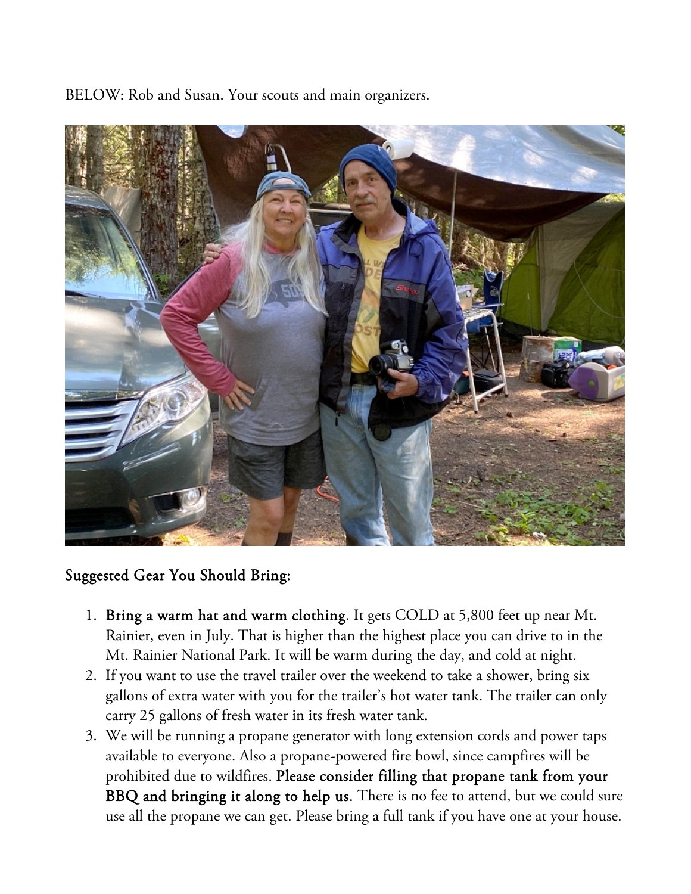BELOW: Rob and Susan. Your scouts and main organizers.

## Suggested Gear You Should Bring:

1. **Bring a warm hat and warm clothing**. It gets COLD at 5,800 feet up near Mt. Rainier, even in July. That is higher than the highest place you can drive to in the Mt. Rainier National Park. It will be warm during the day, and cold at night.
2. If you want to use the travel trailer over the weekend to take a shower, bring six gallons of extra water with you for the trailer's hot water tank. The trailer can only carry 25 gallons of fresh water in its fresh water tank.
3. We will be running a propane generator with long extension cords and power taps available to everyone. Also a propane-powered fire bowl, since campfires will be prohibited due to wildfires. **Please consider filling that propane tank from your BBQ and bringing it along to help us.** There is no fee to attend, but we could sure use all the propane we can get. Please bring a full tank if you have one at your house.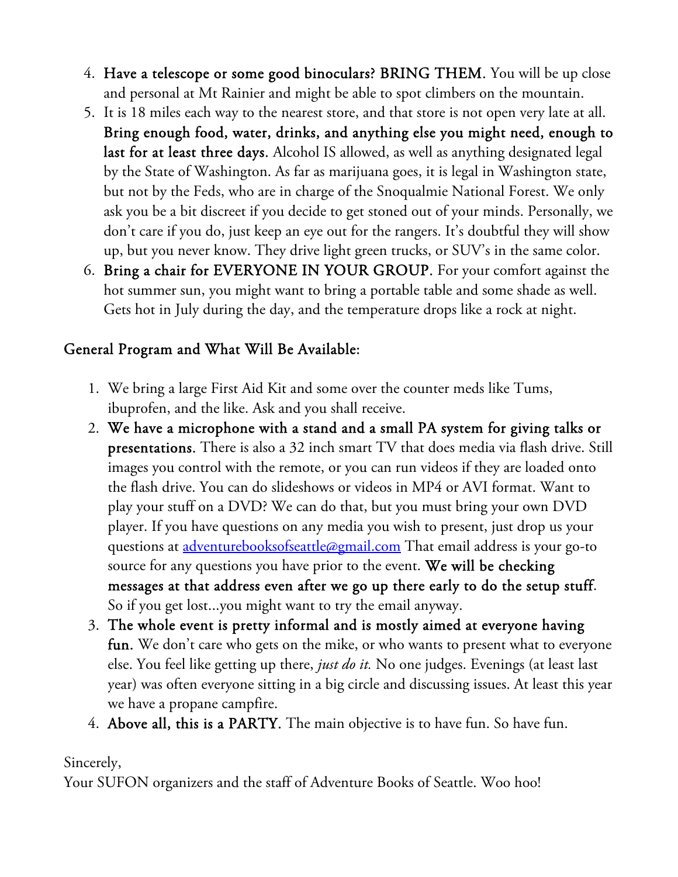4. **Have a telescope or some good binoculars? BRING THEM.** You will be up close and personal at Mt Rainier and might be able to spot climbers on the mountain.
5. It is 18 miles each way to the nearest store, and that store is not open very late at all. **Bring enough food, water, drinks, and anything else you might need, enough to last for at least three days.** Alcohol IS allowed, as well as anything designated legal by the State of Washington. As far as marijuana goes, it is legal in Washington state, but not by the Feds, who are in charge of the Snoqualmie National Forest. We only ask you be a bit discreet if you decide to get stoned out of your minds. Personally, we don't care if you do, just keep an eye out for the rangers. It's doubtful they will show up, but you never know. They drive light green trucks, or SUV's in the same color.
6. **Bring a chair for EVERYONE IN YOUR GROUP.** For your comfort against the hot summer sun, you might want to bring a portable table and some shade as well. Gets hot in July during the day, and the temperature drops like a rock at night.

## General Program and What Will Be Available:

1. We bring a large First Aid Kit and some over the counter meds like Tums, ibuprofen, and the like. Ask and you shall receive.
2. **We have a microphone with a stand and a small PA system for giving talks or presentations.** There is also a 32 inch smart TV that does media via flash drive. Still images you control with the remote, or you can run videos if they are loaded onto the flash drive. You can do slideshows or videos in MP4 or AVI format. Want to play your stuff on a DVD? We can do that, but you must bring your own DVD player. If you have questions on any media you wish to present, just drop us your questions at adventurebooksofseattle@gmail.com That email address is your go-to source for any questions you have prior to the event. **We will be checking messages at that address even after we go up there early to do the setup stuff.** So if you get lost…you might want to try the email anyway.
3. **The whole event is pretty informal and is mostly aimed at everyone having fun.** We don't care who gets on the mike, or who wants to present what to everyone else. You feel like getting up there, *just do it.* No one judges. Evenings (at least last year) was often everyone sitting in a big circle and discussing issues. At least this year we have a propane campfire.
4. **Above all, this is a PARTY.** The main objective is to have fun. So have fun.

Sincerely,
Your SUFON organizers and the staff of Adventure Books of Seattle. Woo hoo!